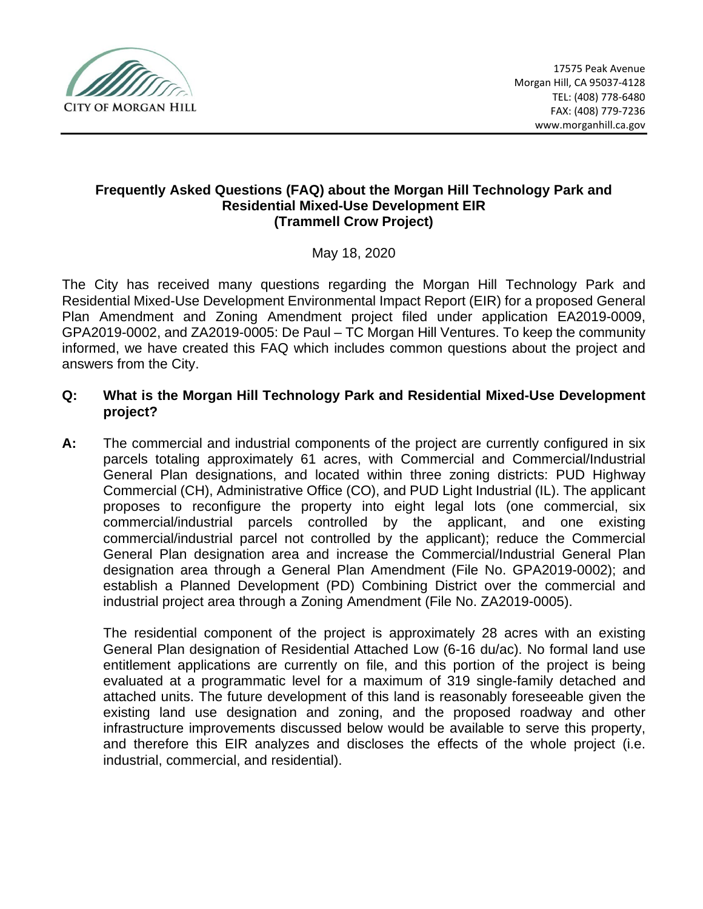CITY OF MORGAN HILL

17575 Peak Avenue
Morgan Hill, CA 95037-4128
TEL: (408) 778-6480
FAX: (408) 779-7236
www.morganhill.ca.gov

# Frequently Asked Questions (FAQ) about the Morgan Hill Technology Park and Residential Mixed-Use Development EIR (Trammell Crow Project)

May 18, 2020

The City has received many questions regarding the Morgan Hill Technology Park and Residential Mixed-Use Development Environmental Impact Report (EIR) for a proposed General Plan Amendment and Zoning Amendment project filed under application EA2019-0009, GPA2019-0002, and ZA2019-0005: De Paul – TC Morgan Hill Ventures. To keep the community informed, we have created this FAQ which includes common questions about the project and answers from the City.

**Q: What is the Morgan Hill Technology Park and Residential Mixed-Use Development project?**

**A:** The commercial and industrial components of the project are currently configured in six parcels totaling approximately 61 acres, with Commercial and Commercial/Industrial General Plan designations, and located within three zoning districts: PUD Highway Commercial (CH), Administrative Office (CO), and PUD Light Industrial (IL). The applicant proposes to reconfigure the property into eight legal lots (one commercial, six commercial/industrial parcels controlled by the applicant, and one existing commercial/industrial parcel not controlled by the applicant); reduce the Commercial General Plan designation area and increase the Commercial/Industrial General Plan designation area through a General Plan Amendment (File No. GPA2019-0002); and establish a Planned Development (PD) Combining District over the commercial and industrial project area through a Zoning Amendment (File No. ZA2019-0005).

The residential component of the project is approximately 28 acres with an existing General Plan designation of Residential Attached Low (6-16 du/ac). No formal land use entitlement applications are currently on file, and this portion of the project is being evaluated at a programmatic level for a maximum of 319 single-family detached and attached units. The future development of this land is reasonably foreseeable given the existing land use designation and zoning, and the proposed roadway and other infrastructure improvements discussed below would be available to serve this property, and therefore this EIR analyzes and discloses the effects of the whole project (i.e. industrial, commercial, and residential).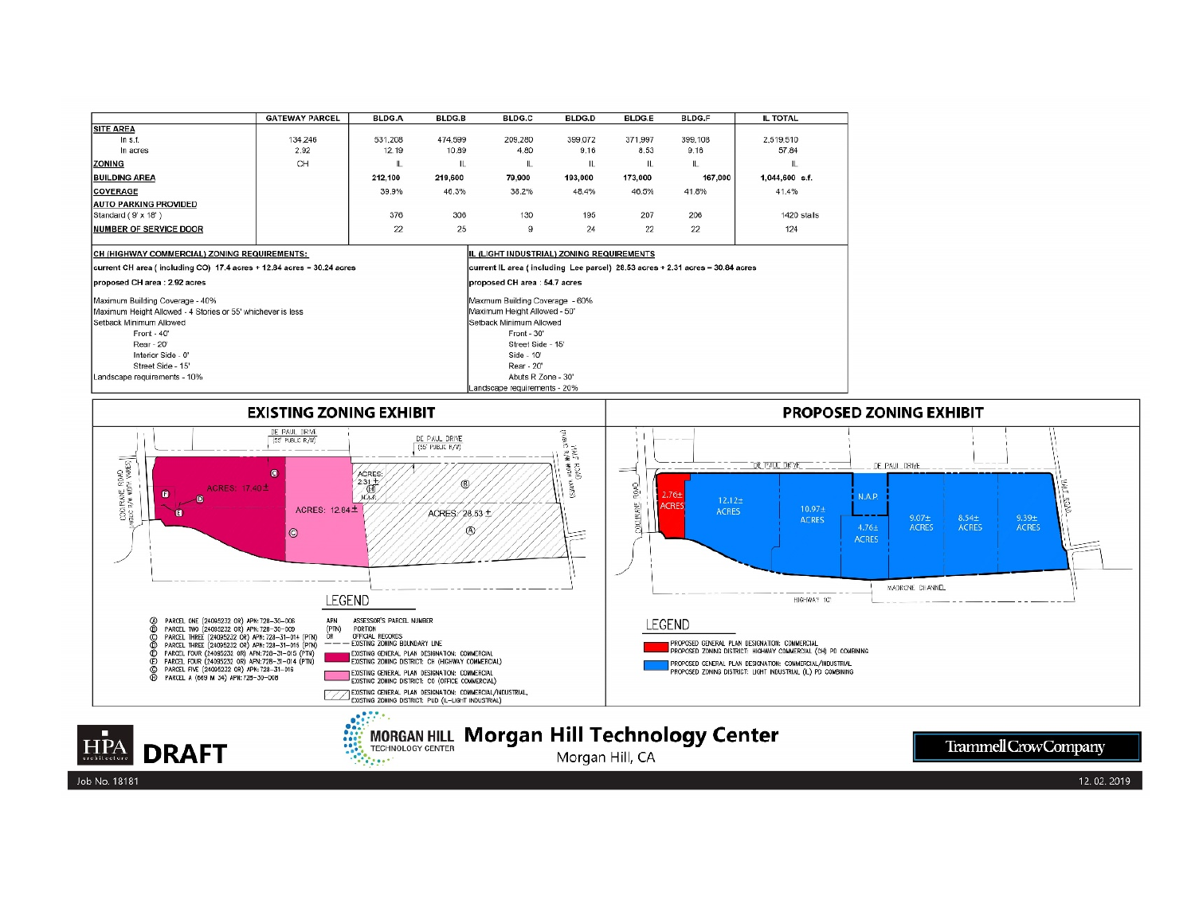| | GATEWAY PARCEL | BLDG.A | BLDG.B | BLDG.C | BLDG.D | BLDG.E | BLDG.F | IL TOTAL |
|---|---|---|---|---|---|---|---|---|
| **SITE AREA** | | | | | | | | |
| In s.f. | 134,246 | 531,208 | 474,599 | 209,280 | 399,072 | 371,997 | 399,108 | 2,519,510 |
| In acres | 2.92 | 12.19 | 10.89 | 4.80 | 9.16 | 8.53 | 9.16 | 57.84 |
| **ZONING** | CH | IL | IL | IL | IL | IL | IL | IL |
| **BUILDING AREA** | | 212,100 | 219,600 | 79,900 | 193,000 | 173,000 | 167,000 | 1,044,600 s.f. |
| **COVERAGE** | | 39.9% | 46.3% | 38.2% | 48.4% | 46.5% | 41.8% | 41.4% |
| **AUTO PARKING PROVIDED** | | | | | | | | |
| Standard ( 9' x 18' ) | | 376 | 306 | 130 | 195 | 207 | 206 | 1420 stalls |
| **NUMBER OF SERVICE DOOR** | | 22 | 25 | 9 | 24 | 22 | 22 | 124 |

**CH (HIGHWAY COMMERCIAL) ZONING REQUIREMENTS:**

current CH area ( including CO) 17.4 acres + 12.84 acres = 30.24 acres

proposed CH area : 2.92 acres

Maximum Building Coverage - 40%
Maximum Height Allowed - 4 Stories or 55' whichever is less
Setback Minimum Allowed
- Front - 40'
- Rear - 20'
- Interior Side - 0'
- Street Side - 15'

Landscape requirements - 10%

**IL (LIGHT INDUSTRIAL) ZONING REQUIREMENTS**

current IL area ( including Lee parcel) 28.53 acres + 2.31 acres = 30.84 acres

proposed CH area : 54.7 acres

Maximum Building Coverage - 60%
Maximum Height Allowed - 50'
Setback Minimum Allowed
- Front - 30'
- Street Side - 15'
- Side - 10'
- Rear - 20'
- Abuts R Zone - 30'

Landscape requirements - 20%

## EXISTING ZONING EXHIBIT

DE PAUL DRIVE (55' PUBLIC R/W)

COCHRANE ROAD (PUBLIC R/W WIDTH VARIES)

HALE ROAD (PUBLIC R/W WIDTH VARIES)

ACRES: 17.40 ±

ACRES: 12.84 ±

ACRES: 2.31 ± N.A.P.

ACRES: 28.53 ±

### LEGEND

- Ⓐ PARCEL ONE (24095232 OR) APN: 728-30-006
- Ⓑ PARCEL TWO (24095232 OR) APN: 728-30-009
- Ⓒ PARCEL THREE (24095232 OR) APN: 728-31-014 (PTN)
- Ⓓ PARCEL THREE (24095232 OR) APN: 728-31-015 (PTN)
- Ⓔ PARCEL FOUR (24095232 OR) APN: 728-31-015 (PTN)
- Ⓕ PARCEL FOUR (24095232 OR) APN: 728-31-014 (PTN)
- Ⓖ PARCEL FIVE (24095232 OR) APN: 728-31-016
- Ⓗ PARCEL A (669 M 34) APN: 728-30-008

APN — ASSESSOR'S PARCEL NUMBER
(PTN) — PORTION
OR — OFFICIAL RECORDS
— — — EXISTING ZONING BOUNDARY LINE

EXISTING GENERAL PLAN DESIGNATION: COMMERCIAL
EXISTING ZONING DISTRICT: CH (HIGHWAY COMMERCIAL)

EXISTING GENERAL PLAN DESIGNATION: COMMERCIAL
EXISTING ZONING DISTRICT: CO (OFFICE COMMERCIAL)

EXISTING GENERAL PLAN DESIGNATION: COMMERCIAL/INDUSTRIAL,
EXISTING ZONING DISTRICT: PUD (IL-LIGHT INDUSTRIAL)

## PROPOSED ZONING EXHIBIT

DE PAUL DRIVE — COCHRANE ROAD — HALE ROAD — HIGHWAY 101 — MADRONE CHANNEL

2.76± ACRES — 12.12± ACRES — 10.97± ACRES — N.A.P. — 4.76± ACRES — 9.07± ACRES — 8.54± ACRES — 9.39± ACRES

### LEGEND

PROPOSED GENERAL PLAN DESIGNATION: COMMERCIAL
PROPOSED ZONING DISTRICT: HIGHWAY COMMERCIAL (CH) PD COMBINING

PROPOSED GENERAL PLAN DESIGNATION: COMMERCIAL/INDUSTRIAL
PROPOSED ZONING DISTRICT: LIGHT INDUSTRIAL (IL) PD COMBINING

HPA architecture **DRAFT**

MORGAN HILL TECHNOLOGY CENTER **Morgan Hill Technology Center**
Morgan Hill, CA

Trammell Crow Company

Job No. 18181 — 12. 02. 2019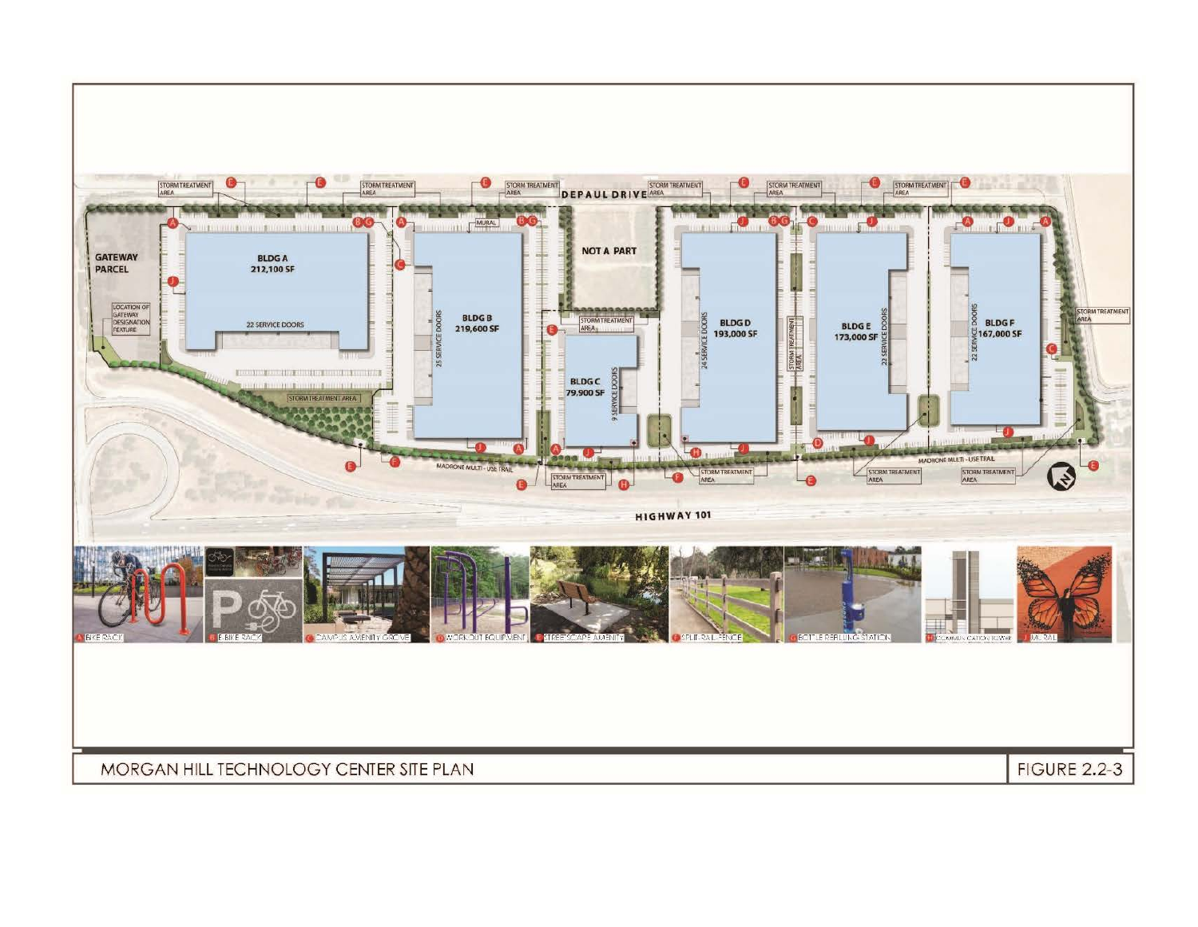# MORGAN HILL TECHNOLOGY CENTER SITE PLAN

FIGURE 2.2-3

DEPAUL DRIVE

HIGHWAY 101

GATEWAY PARCEL

LOCATION OF GATEWAY DESIGNATION FEATURE

BLDG A 212,100 SF — 22 SERVICE DOORS

BLDG B 219,600 SF — 25 SERVICE DOORS

BLDG C 79,900 SF — 9 SERVICE DOORS

BLDG D 193,000 SF — 24 SERVICE DOORS

BLDG E 173,000 SF — 22 SERVICE DOORS

BLDG F 167,000 SF — 22 SERVICE DOORS

NOT A PART

STORM TREATMENT AREA

MURAL

MADRONE MULTI - USE TRAIL

A BIKE RACK

B E-BIKE RACK

C CAMPUS AMENITY GROVE

D WORKOUT EQUIPMENT

E STREETSCAPE AMENITY

F SPLIT-RAIL FENCE

G BOTTLE REFILLING STATION

H COMMUNICATION TOWER

J MURAL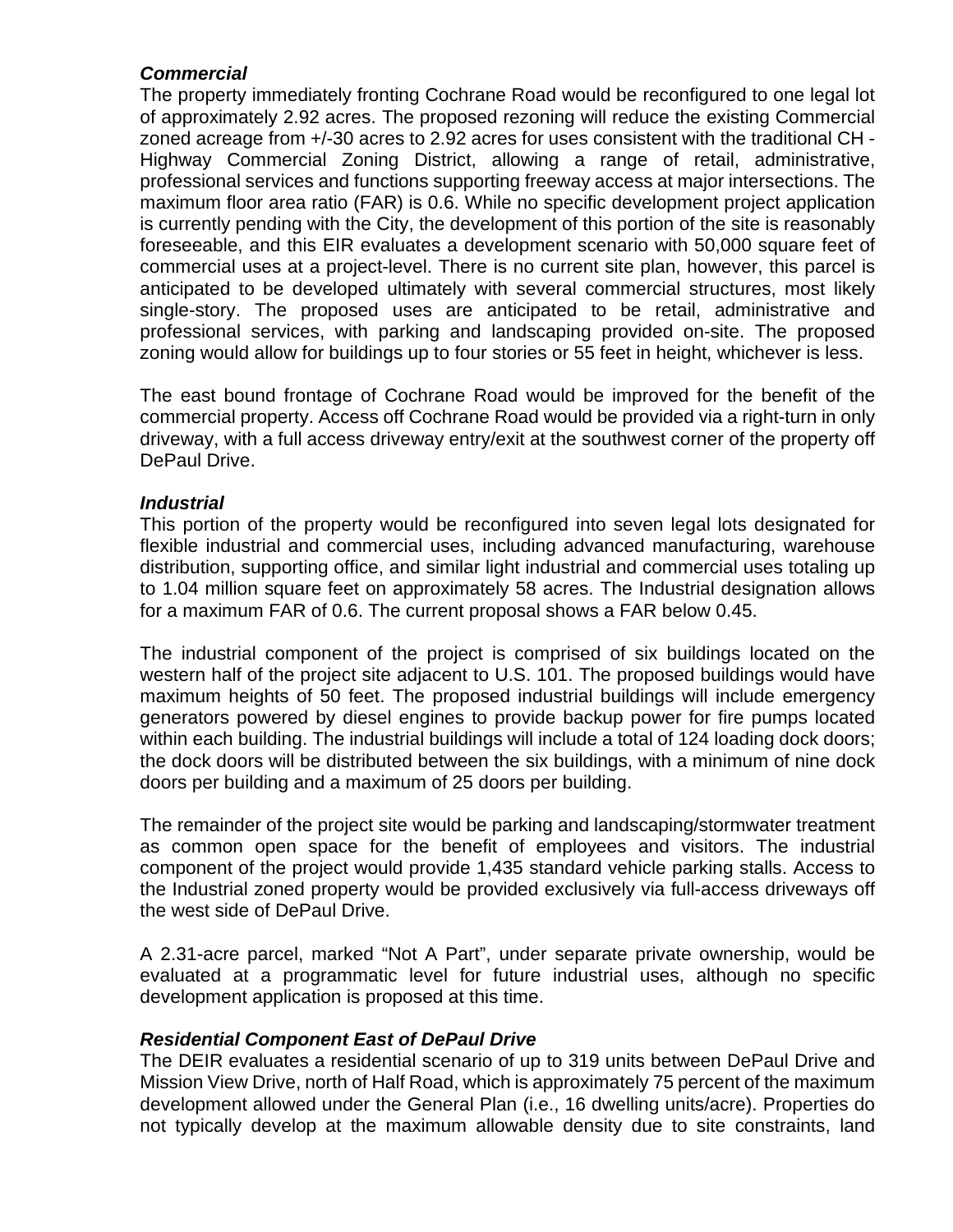***Commercial***

The property immediately fronting Cochrane Road would be reconfigured to one legal lot of approximately 2.92 acres. The proposed rezoning will reduce the existing Commercial zoned acreage from +/-30 acres to 2.92 acres for uses consistent with the traditional CH - Highway Commercial Zoning District, allowing a range of retail, administrative, professional services and functions supporting freeway access at major intersections. The maximum floor area ratio (FAR) is 0.6. While no specific development project application is currently pending with the City, the development of this portion of the site is reasonably foreseeable, and this EIR evaluates a development scenario with 50,000 square feet of commercial uses at a project-level. There is no current site plan, however, this parcel is anticipated to be developed ultimately with several commercial structures, most likely single-story. The proposed uses are anticipated to be retail, administrative and professional services, with parking and landscaping provided on-site. The proposed zoning would allow for buildings up to four stories or 55 feet in height, whichever is less.

The east bound frontage of Cochrane Road would be improved for the benefit of the commercial property. Access off Cochrane Road would be provided via a right-turn in only driveway, with a full access driveway entry/exit at the southwest corner of the property off DePaul Drive.

***Industrial***

This portion of the property would be reconfigured into seven legal lots designated for flexible industrial and commercial uses, including advanced manufacturing, warehouse distribution, supporting office, and similar light industrial and commercial uses totaling up to 1.04 million square feet on approximately 58 acres. The Industrial designation allows for a maximum FAR of 0.6. The current proposal shows a FAR below 0.45.

The industrial component of the project is comprised of six buildings located on the western half of the project site adjacent to U.S. 101. The proposed buildings would have maximum heights of 50 feet. The proposed industrial buildings will include emergency generators powered by diesel engines to provide backup power for fire pumps located within each building. The industrial buildings will include a total of 124 loading dock doors; the dock doors will be distributed between the six buildings, with a minimum of nine dock doors per building and a maximum of 25 doors per building.

The remainder of the project site would be parking and landscaping/stormwater treatment as common open space for the benefit of employees and visitors. The industrial component of the project would provide 1,435 standard vehicle parking stalls. Access to the Industrial zoned property would be provided exclusively via full-access driveways off the west side of DePaul Drive.

A 2.31-acre parcel, marked "Not A Part", under separate private ownership, would be evaluated at a programmatic level for future industrial uses, although no specific development application is proposed at this time.

***Residential Component East of DePaul Drive***

The DEIR evaluates a residential scenario of up to 319 units between DePaul Drive and Mission View Drive, north of Half Road, which is approximately 75 percent of the maximum development allowed under the General Plan (i.e., 16 dwelling units/acre). Properties do not typically develop at the maximum allowable density due to site constraints, land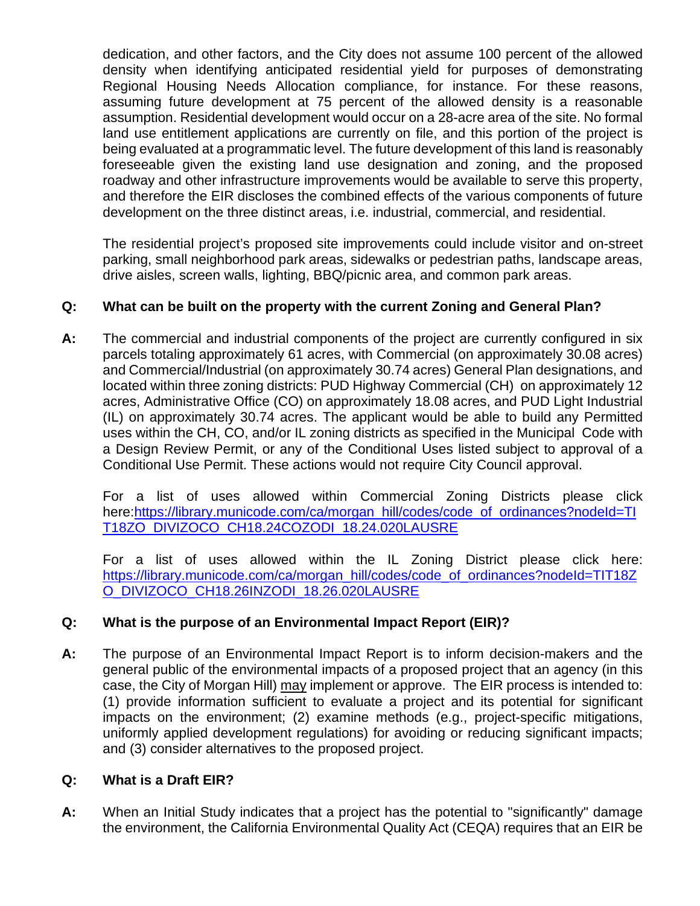dedication, and other factors, and the City does not assume 100 percent of the allowed density when identifying anticipated residential yield for purposes of demonstrating Regional Housing Needs Allocation compliance, for instance. For these reasons, assuming future development at 75 percent of the allowed density is a reasonable assumption. Residential development would occur on a 28-acre area of the site. No formal land use entitlement applications are currently on file, and this portion of the project is being evaluated at a programmatic level. The future development of this land is reasonably foreseeable given the existing land use designation and zoning, and the proposed roadway and other infrastructure improvements would be available to serve this property, and therefore the EIR discloses the combined effects of the various components of future development on the three distinct areas, i.e. industrial, commercial, and residential.

The residential project's proposed site improvements could include visitor and on-street parking, small neighborhood park areas, sidewalks or pedestrian paths, landscape areas, drive aisles, screen walls, lighting, BBQ/picnic area, and common park areas.

**Q: What can be built on the property with the current Zoning and General Plan?**

**A:** The commercial and industrial components of the project are currently configured in six parcels totaling approximately 61 acres, with Commercial (on approximately 30.08 acres) and Commercial/Industrial (on approximately 30.74 acres) General Plan designations, and located within three zoning districts: PUD Highway Commercial (CH) on approximately 12 acres, Administrative Office (CO) on approximately 18.08 acres, and PUD Light Industrial (IL) on approximately 30.74 acres. The applicant would be able to build any Permitted uses within the CH, CO, and/or IL zoning districts as specified in the Municipal Code with a Design Review Permit, or any of the Conditional Uses listed subject to approval of a Conditional Use Permit. These actions would not require City Council approval.

For a list of uses allowed within Commercial Zoning Districts please click here:[https://library.municode.com/ca/morgan_hill/codes/code_of_ordinances?nodeId=TIT18ZO_DIVIZOCO_CH18.24COZODI_18.24.020LAUSRE](https://library.municode.com/ca/morgan_hill/codes/code_of_ordinances?nodeId=TIT18ZO_DIVIZOCO_CH18.24COZODI_18.24.020LAUSRE)

For a list of uses allowed within the IL Zoning District please click here: [https://library.municode.com/ca/morgan_hill/codes/code_of_ordinances?nodeId=TIT18ZO_DIVIZOCO_CH18.26INZODI_18.26.020LAUSRE](https://library.municode.com/ca/morgan_hill/codes/code_of_ordinances?nodeId=TIT18ZO_DIVIZOCO_CH18.26INZODI_18.26.020LAUSRE)

**Q: What is the purpose of an Environmental Impact Report (EIR)?**

**A:** The purpose of an Environmental Impact Report is to inform decision-makers and the general public of the environmental impacts of a proposed project that an agency (in this case, the City of Morgan Hill) may implement or approve. The EIR process is intended to: (1) provide information sufficient to evaluate a project and its potential for significant impacts on the environment; (2) examine methods (e.g., project-specific mitigations, uniformly applied development regulations) for avoiding or reducing significant impacts; and (3) consider alternatives to the proposed project.

**Q: What is a Draft EIR?**

**A:** When an Initial Study indicates that a project has the potential to "significantly" damage the environment, the California Environmental Quality Act (CEQA) requires that an EIR be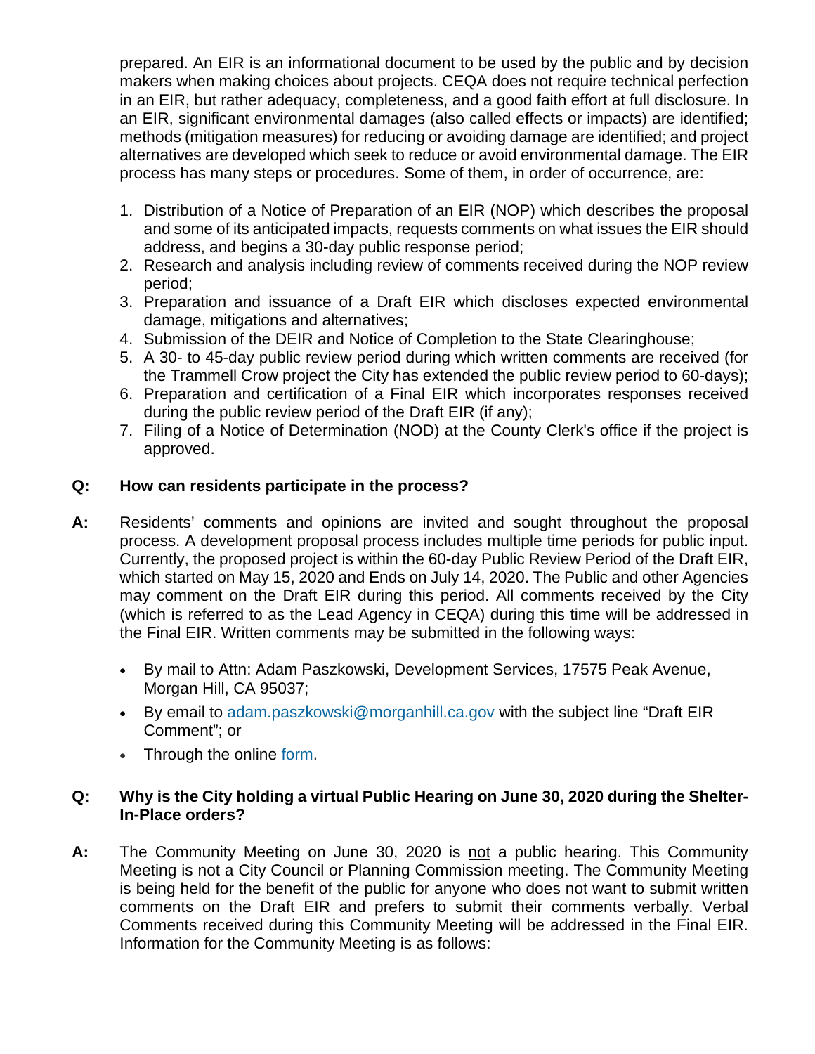prepared. An EIR is an informational document to be used by the public and by decision makers when making choices about projects. CEQA does not require technical perfection in an EIR, but rather adequacy, completeness, and a good faith effort at full disclosure. In an EIR, significant environmental damages (also called effects or impacts) are identified; methods (mitigation measures) for reducing or avoiding damage are identified; and project alternatives are developed which seek to reduce or avoid environmental damage. The EIR process has many steps or procedures. Some of them, in order of occurrence, are:

1. Distribution of a Notice of Preparation of an EIR (NOP) which describes the proposal and some of its anticipated impacts, requests comments on what issues the EIR should address, and begins a 30-day public response period;
2. Research and analysis including review of comments received during the NOP review period;
3. Preparation and issuance of a Draft EIR which discloses expected environmental damage, mitigations and alternatives;
4. Submission of the DEIR and Notice of Completion to the State Clearinghouse;
5. A 30- to 45-day public review period during which written comments are received (for the Trammell Crow project the City has extended the public review period to 60-days);
6. Preparation and certification of a Final EIR which incorporates responses received during the public review period of the Draft EIR (if any);
7. Filing of a Notice of Determination (NOD) at the County Clerk's office if the project is approved.

**Q: How can residents participate in the process?**

**A:** Residents' comments and opinions are invited and sought throughout the proposal process. A development proposal process includes multiple time periods for public input. Currently, the proposed project is within the 60-day Public Review Period of the Draft EIR, which started on May 15, 2020 and Ends on July 14, 2020. The Public and other Agencies may comment on the Draft EIR during this period. All comments received by the City (which is referred to as the Lead Agency in CEQA) during this time will be addressed in the Final EIR. Written comments may be submitted in the following ways:

- By mail to Attn: Adam Paszkowski, Development Services, 17575 Peak Avenue, Morgan Hill, CA 95037;
- By email to adam.paszkowski@morganhill.ca.gov with the subject line "Draft EIR Comment"; or
- Through the online form.

**Q: Why is the City holding a virtual Public Hearing on June 30, 2020 during the Shelter-In-Place orders?**

**A:** The Community Meeting on June 30, 2020 is not a public hearing. This Community Meeting is not a City Council or Planning Commission meeting. The Community Meeting is being held for the benefit of the public for anyone who does not want to submit written comments on the Draft EIR and prefers to submit their comments verbally. Verbal Comments received during this Community Meeting will be addressed in the Final EIR. Information for the Community Meeting is as follows: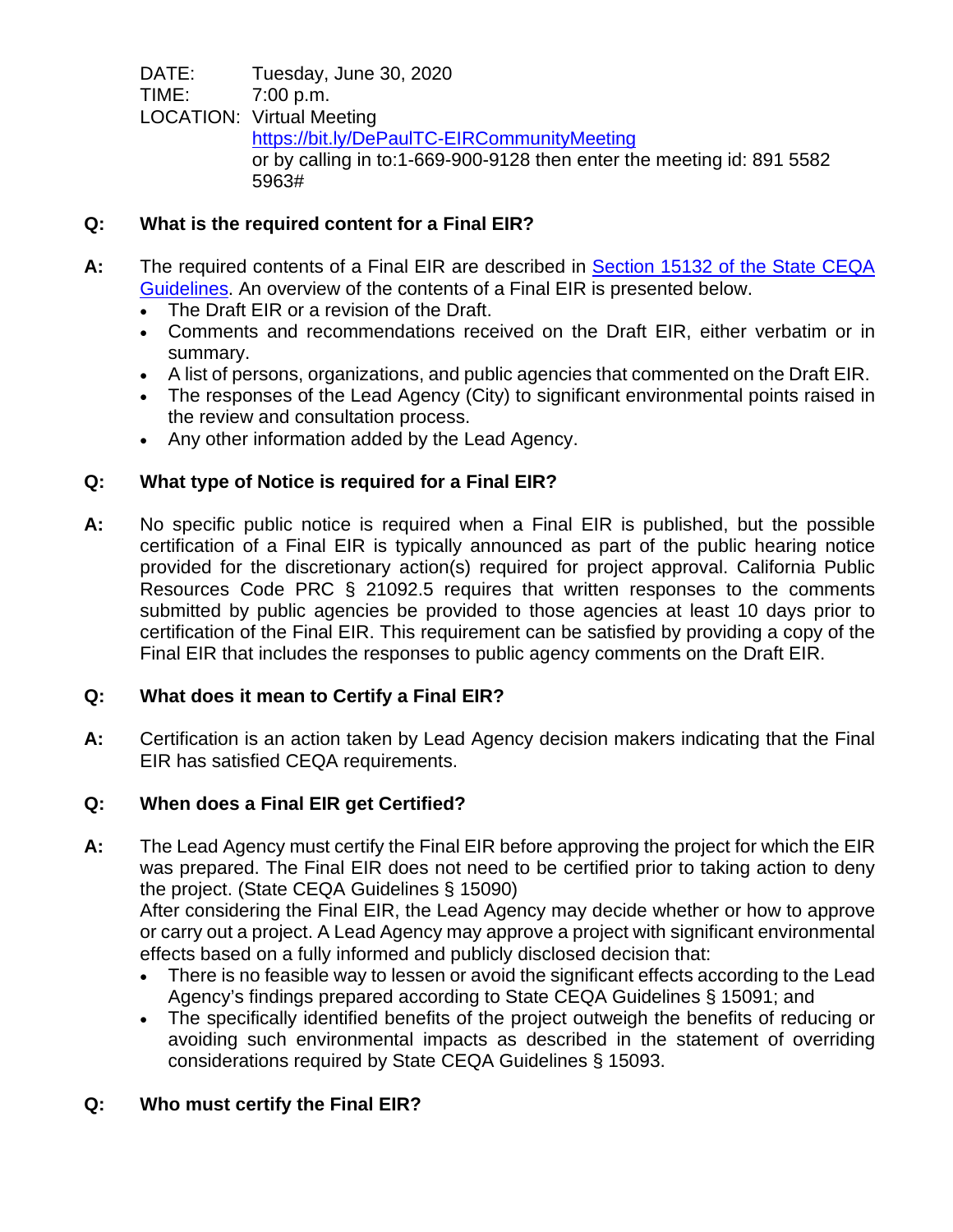DATE: Tuesday, June 30, 2020
TIME: 7:00 p.m.
LOCATION: Virtual Meeting
[https://bit.ly/DePaulTC-EIRCommunityMeeting](https://bit.ly/DePaulTC-EIRCommunityMeeting)
or by calling in to:1-669-900-9128 then enter the meeting id: 891 5582 5963#

**Q: What is the required content for a Final EIR?**

**A:** The required contents of a Final EIR are described in [Section 15132 of the State CEQA Guidelines](). An overview of the contents of a Final EIR is presented below.

- The Draft EIR or a revision of the Draft.
- Comments and recommendations received on the Draft EIR, either verbatim or in summary.
- A list of persons, organizations, and public agencies that commented on the Draft EIR.
- The responses of the Lead Agency (City) to significant environmental points raised in the review and consultation process.
- Any other information added by the Lead Agency.

**Q: What type of Notice is required for a Final EIR?**

**A:** No specific public notice is required when a Final EIR is published, but the possible certification of a Final EIR is typically announced as part of the public hearing notice provided for the discretionary action(s) required for project approval. California Public Resources Code PRC § 21092.5 requires that written responses to the comments submitted by public agencies be provided to those agencies at least 10 days prior to certification of the Final EIR. This requirement can be satisfied by providing a copy of the Final EIR that includes the responses to public agency comments on the Draft EIR.

**Q: What does it mean to Certify a Final EIR?**

**A:** Certification is an action taken by Lead Agency decision makers indicating that the Final EIR has satisfied CEQA requirements.

**Q: When does a Final EIR get Certified?**

**A:** The Lead Agency must certify the Final EIR before approving the project for which the EIR was prepared. The Final EIR does not need to be certified prior to taking action to deny the project. (State CEQA Guidelines § 15090)
After considering the Final EIR, the Lead Agency may decide whether or how to approve or carry out a project. A Lead Agency may approve a project with significant environmental effects based on a fully informed and publicly disclosed decision that:

- There is no feasible way to lessen or avoid the significant effects according to the Lead Agency's findings prepared according to State CEQA Guidelines § 15091; and
- The specifically identified benefits of the project outweigh the benefits of reducing or avoiding such environmental impacts as described in the statement of overriding considerations required by State CEQA Guidelines § 15093.

**Q: Who must certify the Final EIR?**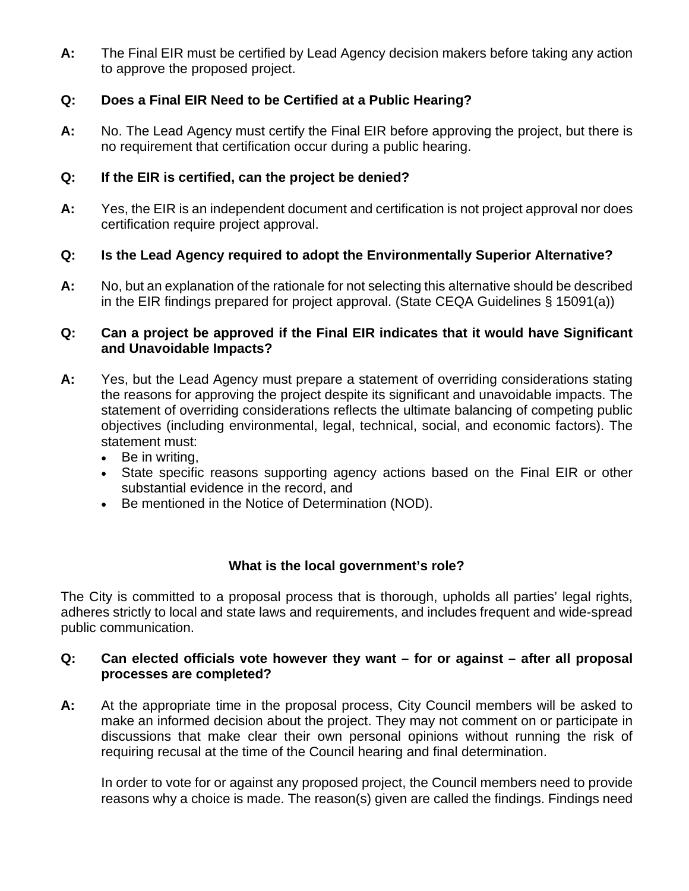**A:** The Final EIR must be certified by Lead Agency decision makers before taking any action to approve the proposed project.

**Q: Does a Final EIR Need to be Certified at a Public Hearing?**

**A:** No. The Lead Agency must certify the Final EIR before approving the project, but there is no requirement that certification occur during a public hearing.

**Q: If the EIR is certified, can the project be denied?**

**A:** Yes, the EIR is an independent document and certification is not project approval nor does certification require project approval.

**Q: Is the Lead Agency required to adopt the Environmentally Superior Alternative?**

**A:** No, but an explanation of the rationale for not selecting this alternative should be described in the EIR findings prepared for project approval. (State CEQA Guidelines § 15091(a))

**Q: Can a project be approved if the Final EIR indicates that it would have Significant and Unavoidable Impacts?**

**A:** Yes, but the Lead Agency must prepare a statement of overriding considerations stating the reasons for approving the project despite its significant and unavoidable impacts. The statement of overriding considerations reflects the ultimate balancing of competing public objectives (including environmental, legal, technical, social, and economic factors). The statement must:

- Be in writing,
- State specific reasons supporting agency actions based on the Final EIR or other substantial evidence in the record, and
- Be mentioned in the Notice of Determination (NOD).

## What is the local government's role?

The City is committed to a proposal process that is thorough, upholds all parties' legal rights, adheres strictly to local and state laws and requirements, and includes frequent and wide-spread public communication.

**Q: Can elected officials vote however they want – for or against – after all proposal processes are completed?**

**A:** At the appropriate time in the proposal process, City Council members will be asked to make an informed decision about the project. They may not comment on or participate in discussions that make clear their own personal opinions without running the risk of requiring recusal at the time of the Council hearing and final determination.

In order to vote for or against any proposed project, the Council members need to provide reasons why a choice is made. The reason(s) given are called the findings. Findings need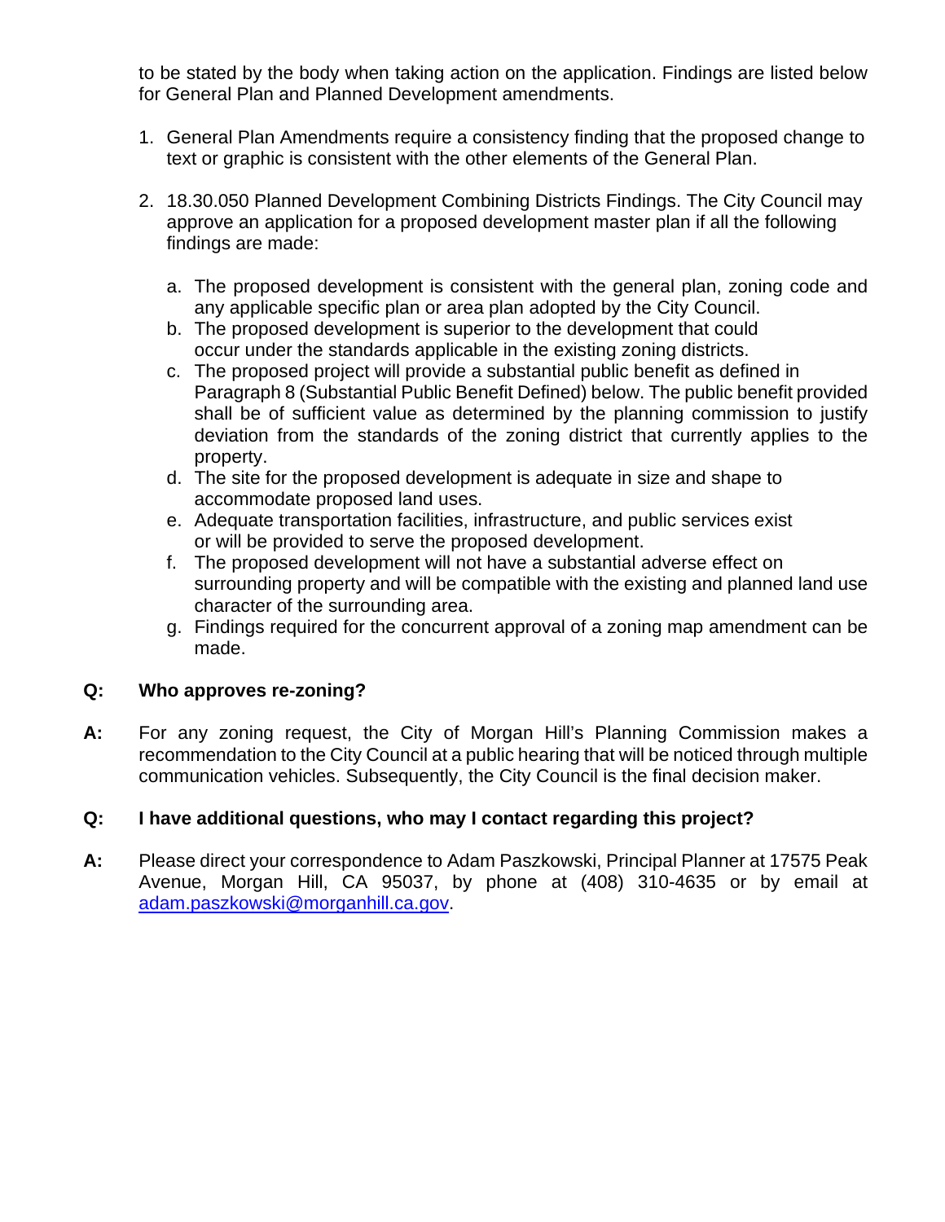to be stated by the body when taking action on the application. Findings are listed below for General Plan and Planned Development amendments.

1. General Plan Amendments require a consistency finding that the proposed change to text or graphic is consistent with the other elements of the General Plan.

2. 18.30.050 Planned Development Combining Districts Findings. The City Council may approve an application for a proposed development master plan if all the following findings are made:

   a. The proposed development is consistent with the general plan, zoning code and any applicable specific plan or area plan adopted by the City Council.
   b. The proposed development is superior to the development that could occur under the standards applicable in the existing zoning districts.
   c. The proposed project will provide a substantial public benefit as defined in Paragraph 8 (Substantial Public Benefit Defined) below. The public benefit provided shall be of sufficient value as determined by the planning commission to justify deviation from the standards of the zoning district that currently applies to the property.
   d. The site for the proposed development is adequate in size and shape to accommodate proposed land uses.
   e. Adequate transportation facilities, infrastructure, and public services exist or will be provided to serve the proposed development.
   f. The proposed development will not have a substantial adverse effect on surrounding property and will be compatible with the existing and planned land use character of the surrounding area.
   g. Findings required for the concurrent approval of a zoning map amendment can be made.

**Q: Who approves re-zoning?**

**A:** For any zoning request, the City of Morgan Hill's Planning Commission makes a recommendation to the City Council at a public hearing that will be noticed through multiple communication vehicles. Subsequently, the City Council is the final decision maker.

**Q: I have additional questions, who may I contact regarding this project?**

**A:** Please direct your correspondence to Adam Paszkowski, Principal Planner at 17575 Peak Avenue, Morgan Hill, CA 95037, by phone at (408) 310-4635 or by email at adam.paszkowski@morganhill.ca.gov.